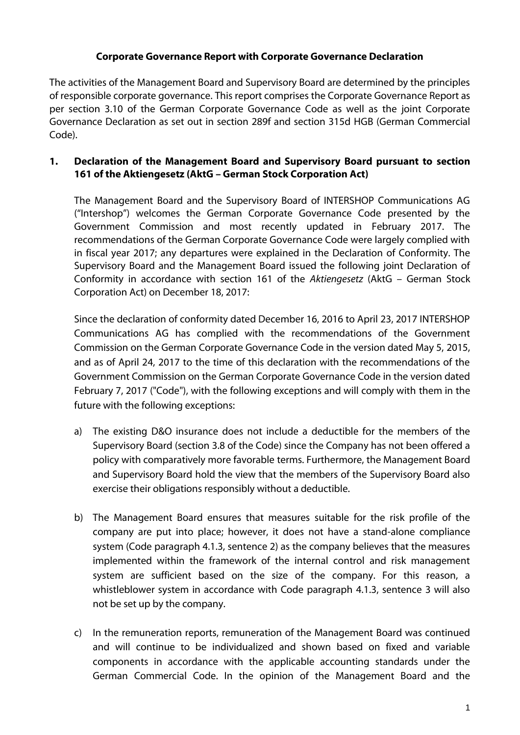# Corporate Governance Report with Corporate Governance Declaration

The activities of the Management Board and Supervisory Board are determined by the principles of responsible corporate governance. This report comprises the Corporate Governance Report as per section 3.10 of the German Corporate Governance Code as well as the joint Corporate Governance Declaration as set out in section 289f and section 315d HGB (German Commercial Code).

## 1. Declaration of the Management Board and Supervisory Board pursuant to section 161 of the Aktiengesetz (AktG – German Stock Corporation Act)

The Management Board and the Supervisory Board of INTERSHOP Communications AG ("Intershop") welcomes the German Corporate Governance Code presented by the Government Commission and most recently updated in February 2017. The recommendations of the German Corporate Governance Code were largely complied with in fiscal year 2017; any departures were explained in the Declaration of Conformity. The Supervisory Board and the Management Board issued the following joint Declaration of Conformity in accordance with section 161 of the *Aktiengesetz* (AktG – German Stock Corporation Act) on December 18, 2017:

Since the declaration of conformity dated December 16, 2016 to April 23, 2017 INTERSHOP Communications AG has complied with the recommendations of the Government Commission on the German Corporate Governance Code in the version dated May 5, 2015, and as of April 24, 2017 to the time of this declaration with the recommendations of the Government Commission on the German Corporate Governance Code in the version dated February 7, 2017 ("Code"), with the following exceptions and will comply with them in the future with the following exceptions:

a) The existing D&O insurance does not include a deductible for the members of the Supervisory Board (section 3.8 of the Code) since the Company has not been offered a policy with comparatively more favorable terms. Furthermore, the Management Board and Supervisory Board hold the view that the members of the Supervisory Board also exercise their obligations responsibly without a deductible.

b) The Management Board ensures that measures suitable for the risk profile of the company are put into place; however, it does not have a stand-alone compliance system (Code paragraph 4.1.3, sentence 2) as the company believes that the measures implemented within the framework of the internal control and risk management system are sufficient based on the size of the company. For this reason, a whistleblower system in accordance with Code paragraph 4.1.3, sentence 3 will also not be set up by the company.

c) In the remuneration reports, remuneration of the Management Board was continued and will continue to be individualized and shown based on fixed and variable components in accordance with the applicable accounting standards under the German Commercial Code. In the opinion of the Management Board and the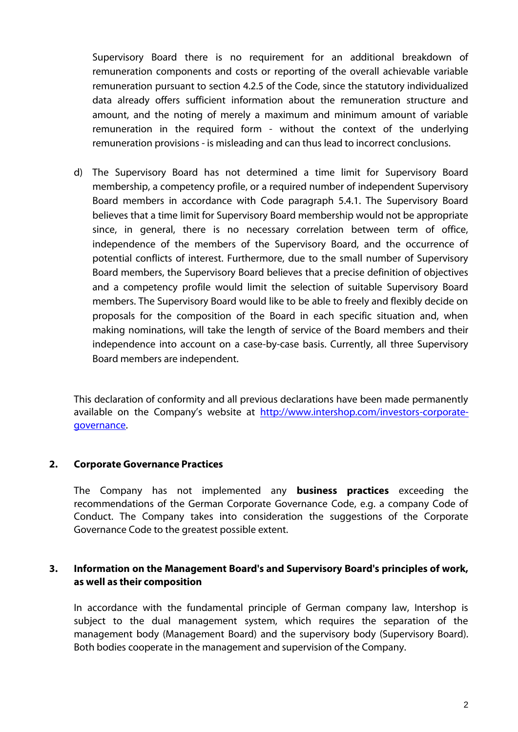Supervisory Board there is no requirement for an additional breakdown of remuneration components and costs or reporting of the overall achievable variable remuneration pursuant to section 4.2.5 of the Code, since the statutory individualized data already offers sufficient information about the remuneration structure and amount, and the noting of merely a maximum and minimum amount of variable remuneration in the required form - without the context of the underlying remuneration provisions - is misleading and can thus lead to incorrect conclusions.

d) The Supervisory Board has not determined a time limit for Supervisory Board membership, a competency profile, or a required number of independent Supervisory Board members in accordance with Code paragraph 5.4.1. The Supervisory Board believes that a time limit for Supervisory Board membership would not be appropriate since, in general, there is no necessary correlation between term of office, independence of the members of the Supervisory Board, and the occurrence of potential conflicts of interest. Furthermore, due to the small number of Supervisory Board members, the Supervisory Board believes that a precise definition of objectives and a competency profile would limit the selection of suitable Supervisory Board members. The Supervisory Board would like to be able to freely and flexibly decide on proposals for the composition of the Board in each specific situation and, when making nominations, will take the length of service of the Board members and their independence into account on a case-by-case basis. Currently, all three Supervisory Board members are independent.

This declaration of conformity and all previous declarations have been made permanently available on the Company's website at [http://www.intershop.com/investors-corporate-governance](http://www.intershop.com/investors-corporate-governance).

## 2. Corporate Governance Practices

The Company has not implemented any **business practices** exceeding the recommendations of the German Corporate Governance Code, e.g. a company Code of Conduct. The Company takes into consideration the suggestions of the Corporate Governance Code to the greatest possible extent.

## 3. Information on the Management Board's and Supervisory Board's principles of work, as well as their composition

In accordance with the fundamental principle of German company law, Intershop is subject to the dual management system, which requires the separation of the management body (Management Board) and the supervisory body (Supervisory Board). Both bodies cooperate in the management and supervision of the Company.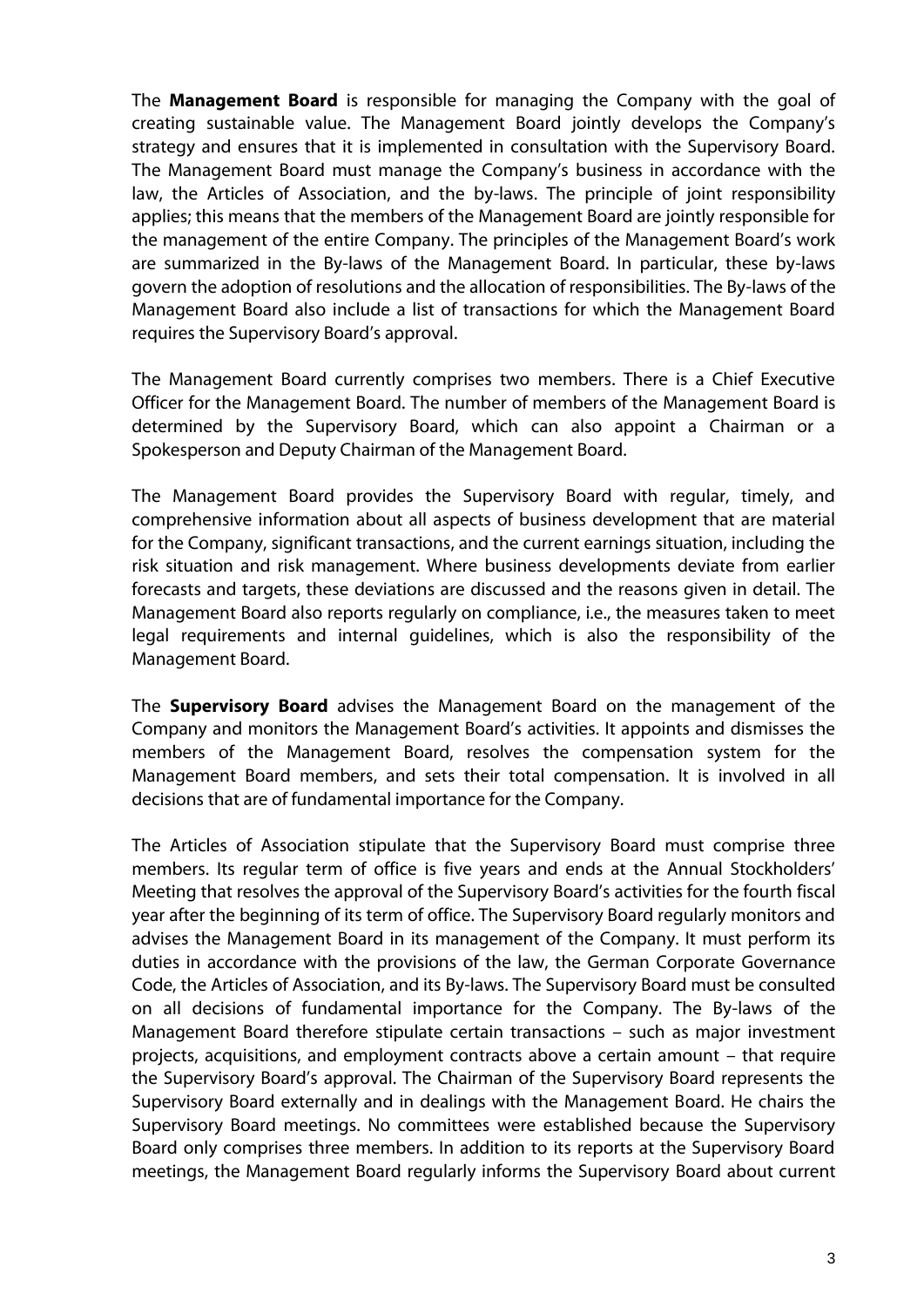The **Management Board** is responsible for managing the Company with the goal of creating sustainable value. The Management Board jointly develops the Company's strategy and ensures that it is implemented in consultation with the Supervisory Board. The Management Board must manage the Company's business in accordance with the law, the Articles of Association, and the by-laws. The principle of joint responsibility applies; this means that the members of the Management Board are jointly responsible for the management of the entire Company. The principles of the Management Board's work are summarized in the By-laws of the Management Board. In particular, these by-laws govern the adoption of resolutions and the allocation of responsibilities. The By-laws of the Management Board also include a list of transactions for which the Management Board requires the Supervisory Board's approval.

The Management Board currently comprises two members. There is a Chief Executive Officer for the Management Board. The number of members of the Management Board is determined by the Supervisory Board, which can also appoint a Chairman or a Spokesperson and Deputy Chairman of the Management Board.

The Management Board provides the Supervisory Board with regular, timely, and comprehensive information about all aspects of business development that are material for the Company, significant transactions, and the current earnings situation, including the risk situation and risk management. Where business developments deviate from earlier forecasts and targets, these deviations are discussed and the reasons given in detail. The Management Board also reports regularly on compliance, i.e., the measures taken to meet legal requirements and internal guidelines, which is also the responsibility of the Management Board.

The **Supervisory Board** advises the Management Board on the management of the Company and monitors the Management Board's activities. It appoints and dismisses the members of the Management Board, resolves the compensation system for the Management Board members, and sets their total compensation. It is involved in all decisions that are of fundamental importance for the Company.

The Articles of Association stipulate that the Supervisory Board must comprise three members. Its regular term of office is five years and ends at the Annual Stockholders' Meeting that resolves the approval of the Supervisory Board's activities for the fourth fiscal year after the beginning of its term of office. The Supervisory Board regularly monitors and advises the Management Board in its management of the Company. It must perform its duties in accordance with the provisions of the law, the German Corporate Governance Code, the Articles of Association, and its By-laws. The Supervisory Board must be consulted on all decisions of fundamental importance for the Company. The By-laws of the Management Board therefore stipulate certain transactions – such as major investment projects, acquisitions, and employment contracts above a certain amount – that require the Supervisory Board's approval. The Chairman of the Supervisory Board represents the Supervisory Board externally and in dealings with the Management Board. He chairs the Supervisory Board meetings. No committees were established because the Supervisory Board only comprises three members. In addition to its reports at the Supervisory Board meetings, the Management Board regularly informs the Supervisory Board about current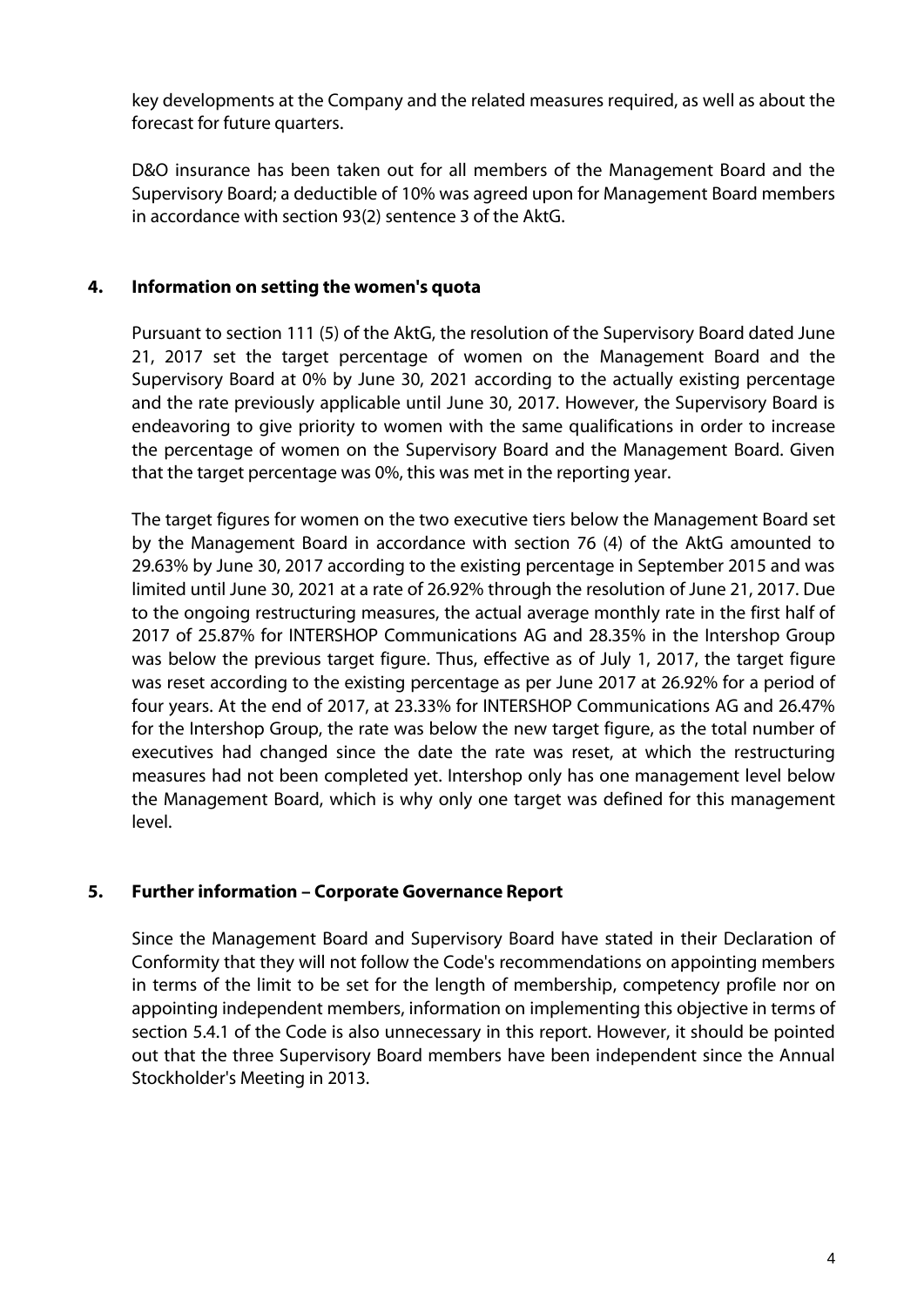key developments at the Company and the related measures required, as well as about the forecast for future quarters.

D&O insurance has been taken out for all members of the Management Board and the Supervisory Board; a deductible of 10% was agreed upon for Management Board members in accordance with section 93(2) sentence 3 of the AktG.

## 4. Information on setting the women's quota

Pursuant to section 111 (5) of the AktG, the resolution of the Supervisory Board dated June 21, 2017 set the target percentage of women on the Management Board and the Supervisory Board at 0% by June 30, 2021 according to the actually existing percentage and the rate previously applicable until June 30, 2017. However, the Supervisory Board is endeavoring to give priority to women with the same qualifications in order to increase the percentage of women on the Supervisory Board and the Management Board. Given that the target percentage was 0%, this was met in the reporting year.

The target figures for women on the two executive tiers below the Management Board set by the Management Board in accordance with section 76 (4) of the AktG amounted to 29.63% by June 30, 2017 according to the existing percentage in September 2015 and was limited until June 30, 2021 at a rate of 26.92% through the resolution of June 21, 2017. Due to the ongoing restructuring measures, the actual average monthly rate in the first half of 2017 of 25.87% for INTERSHOP Communications AG and 28.35% in the Intershop Group was below the previous target figure. Thus, effective as of July 1, 2017, the target figure was reset according to the existing percentage as per June 2017 at 26.92% for a period of four years. At the end of 2017, at 23.33% for INTERSHOP Communications AG and 26.47% for the Intershop Group, the rate was below the new target figure, as the total number of executives had changed since the date the rate was reset, at which the restructuring measures had not been completed yet. Intershop only has one management level below the Management Board, which is why only one target was defined for this management level.

## 5. Further information – Corporate Governance Report

Since the Management Board and Supervisory Board have stated in their Declaration of Conformity that they will not follow the Code's recommendations on appointing members in terms of the limit to be set for the length of membership, competency profile nor on appointing independent members, information on implementing this objective in terms of section 5.4.1 of the Code is also unnecessary in this report. However, it should be pointed out that the three Supervisory Board members have been independent since the Annual Stockholder's Meeting in 2013.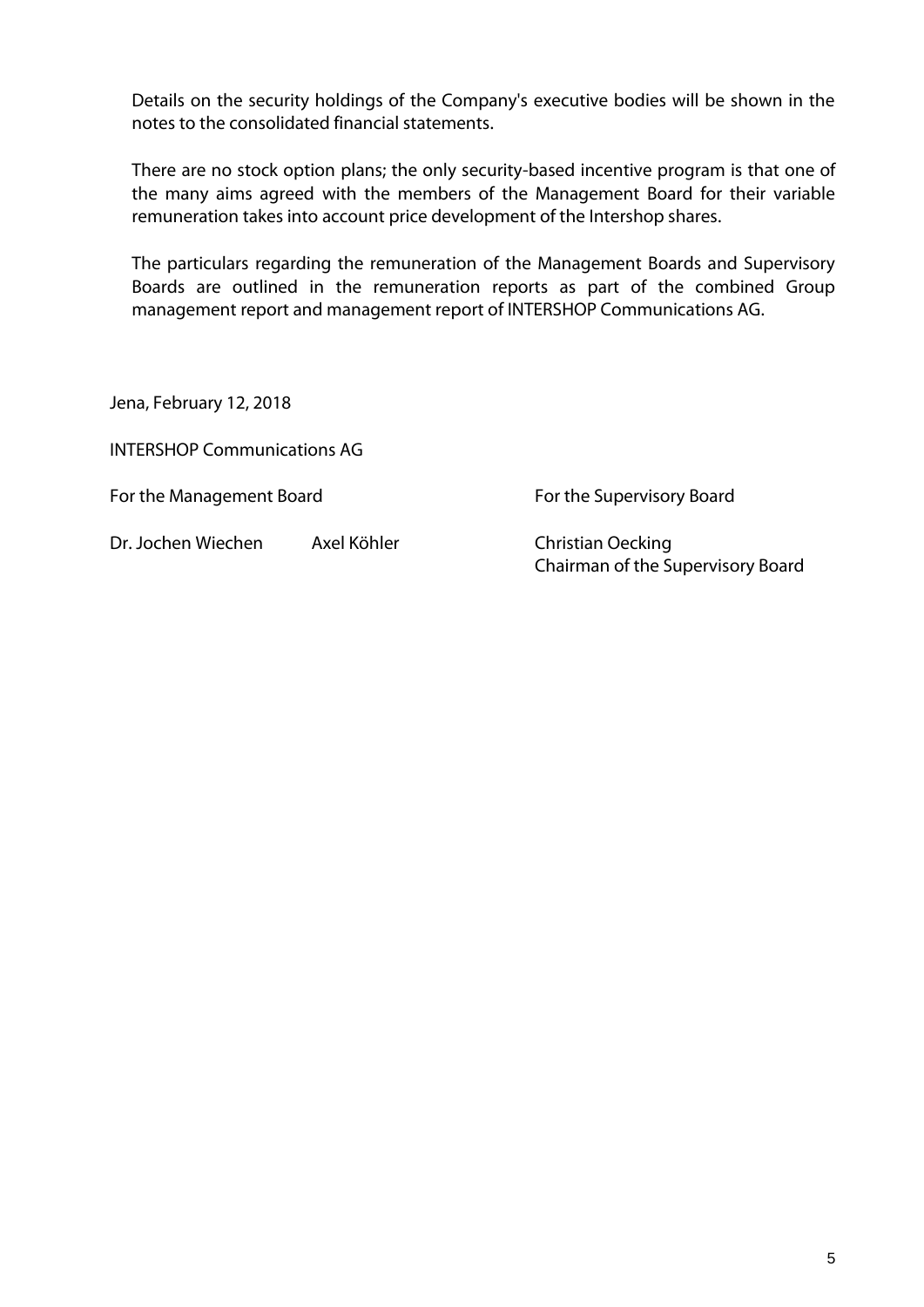Details on the security holdings of the Company's executive bodies will be shown in the notes to the consolidated financial statements.

There are no stock option plans; the only security-based incentive program is that one of the many aims agreed with the members of the Management Board for their variable remuneration takes into account price development of the Intershop shares.

The particulars regarding the remuneration of the Management Boards and Supervisory Boards are outlined in the remuneration reports as part of the combined Group management report and management report of INTERSHOP Communications AG.

Jena, February 12, 2018

INTERSHOP Communications AG

For the Management Board

Dr. Jochen Wiechen    Axel Köhler

For the Supervisory Board

Christian Oecking
Chairman of the Supervisory Board